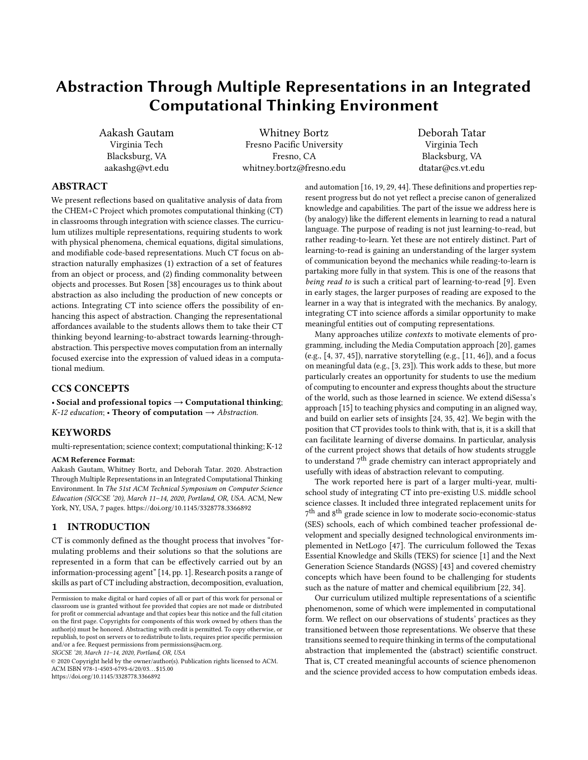# Abstraction Through Multiple Representations in an Integrated Computational Thinking Environment

Aakash Gautam
Virginia Tech
Blacksburg, VA
aakashg@vt.edu

Whitney Bortz
Fresno Pacific University
Fresno, CA
whitney.bortz@fresno.edu

Deborah Tatar
Virginia Tech
Blacksburg, VA
dtatar@cs.vt.edu

## ABSTRACT

We present reflections based on qualitative analysis of data from the CHEM+C Project which promotes computational thinking (CT) in classrooms through integration with science classes. The curriculum utilizes multiple representations, requiring students to work with physical phenomena, chemical equations, digital simulations, and modifiable code-based representations. Much CT focus on abstraction naturally emphasizes (1) extraction of a set of features from an object or process, and (2) finding commonality between objects and processes. But Rosen [38] encourages us to think about abstraction as also including the production of new concepts or actions. Integrating CT into science offers the possibility of enhancing this aspect of abstraction. Changing the representational affordances available to the students allows them to take their CT thinking beyond learning-to-abstract towards learning-through-abstraction. This perspective moves computation from an internally focused exercise into the expression of valued ideas in a computational medium.

## CCS CONCEPTS

• **Social and professional topics → Computational thinking**; *K-12 education*; • **Theory of computation** → *Abstraction*.

## KEYWORDS

multi-representation; science context; computational thinking; K-12

**ACM Reference Format:**
Aakash Gautam, Whitney Bortz, and Deborah Tatar. 2020. Abstraction Through Multiple Representations in an Integrated Computational Thinking Environment. In *The 51st ACM Technical Symposium on Computer Science Education (SIGCSE '20), March 11–14, 2020, Portland, OR, USA.* ACM, New York, NY, USA, 7 pages. https://doi.org/10.1145/3328778.3366892

Permission to make digital or hard copies of all or part of this work for personal or classroom use is granted without fee provided that copies are not made or distributed for profit or commercial advantage and that copies bear this notice and the full citation on the first page. Copyrights for components of this work owned by others than the author(s) must be honored. Abstracting with credit is permitted. To copy otherwise, or republish, to post on servers or to redistribute to lists, requires prior specific permission and/or a fee. Request permissions from permissions@acm.org.
*SIGCSE '20, March 11–14, 2020, Portland, OR, USA*
© 2020 Copyright held by the owner/author(s). Publication rights licensed to ACM.
ACM ISBN 978-1-4503-6793-6/20/03…$15.00
https://doi.org/10.1145/3328778.3366892

## 1 INTRODUCTION

CT is commonly defined as the thought process that involves "formulating problems and their solutions so that the solutions are represented in a form that can be effectively carried out by an information-processing agent" [14, pp. 1]. Research posits a range of skills as part of CT including abstraction, decomposition, evaluation, and automation [16, 19, 29, 44]. These definitions and properties represent progress but do not yet reflect a precise canon of generalized knowledge and capabilities. The part of the issue we address here is (by analogy) like the different elements in learning to read a natural language. The purpose of reading is not just learning-to-read, but rather reading-to-learn. Yet these are not entirely distinct. Part of learning-to-read is gaining an understanding of the larger system of communication beyond the mechanics while reading-to-learn is partaking more fully in that system. This is one of the reasons that *being read to* is such a critical part of learning-to-read [9]. Even in early stages, the larger purposes of reading are exposed to the learner in a way that is integrated with the mechanics. By analogy, integrating CT into science affords a similar opportunity to make meaningful entities out of computing representations.

Many approaches utilize *contexts* to motivate elements of programming, including the Media Computation approach [20], games (e.g., [4, 37, 45]), narrative storytelling (e.g., [11, 46]), and a focus on meaningful data (e.g., [3, 23]). This work adds to these, but more particularly creates an opportunity for students to use the medium of computing to encounter and express thoughts about the structure of the world, such as those learned in science. We extend diSessa's approach [15] to teaching physics and computing in an aligned way, and build on earlier sets of insights [24, 35, 42]. We begin with the position that CT provides tools to think with, that is, it is a skill that can facilitate learning of diverse domains. In particular, analysis of the current project shows that details of how students struggle to understand 7$^{th}$ grade chemistry can interact appropriately and usefully with ideas of abstraction relevant to computing.

The work reported here is part of a larger multi-year, multi-school study of integrating CT into pre-existing U.S. middle school science classes. It included three integrated replacement units for 7$^{th}$ and 8$^{th}$ grade science in low to moderate socio-economic-status (SES) schools, each of which combined teacher professional development and specially designed technological environments implemented in NetLogo [47]. The curriculum followed the Texas Essential Knowledge and Skills (TEKS) for science [1] and the Next Generation Science Standards (NGSS) [43] and covered chemistry concepts which have been found to be challenging for students such as the nature of matter and chemical equilibrium [22, 34].

Our curriculum utilized multiple representations of a scientific phenomenon, some of which were implemented in computational form. We reflect on our observations of students' practices as they transitioned between those representations. We observe that these transitions seemed to require thinking in terms of the computational abstraction that implemented the (abstract) scientific construct. That is, CT created meaningful accounts of science phenomenon and the science provided access to how computation embeds ideas.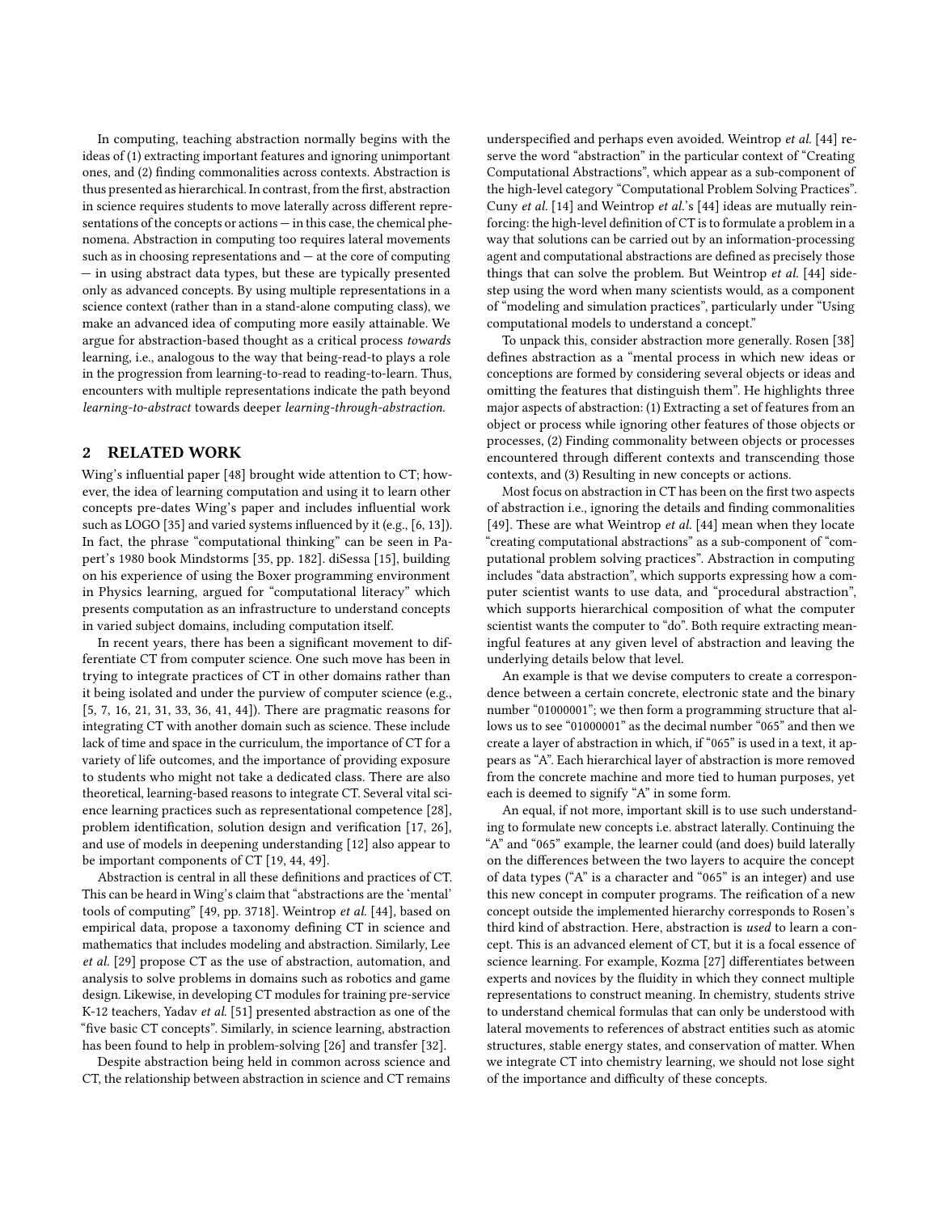In computing, teaching abstraction normally begins with the ideas of (1) extracting important features and ignoring unimportant ones, and (2) finding commonalities across contexts. Abstraction is thus presented as hierarchical. In contrast, from the first, abstraction in science requires students to move laterally across different representations of the concepts or actions — in this case, the chemical phenomena. Abstraction in computing too requires lateral movements such as in choosing representations and — at the core of computing — in using abstract data types, but these are typically presented only as advanced concepts. By using multiple representations in a science context (rather than in a stand-alone computing class), we make an advanced idea of computing more easily attainable. We argue for abstraction-based thought as a critical process *towards* learning, i.e., analogous to the way that being-read-to plays a role in the progression from learning-to-read to reading-to-learn. Thus, encounters with multiple representations indicate the path beyond *learning-to-abstract* towards deeper *learning-through-abstraction*.

## 2 RELATED WORK

Wing's influential paper [48] brought wide attention to CT; however, the idea of learning computation and using it to learn other concepts pre-dates Wing's paper and includes influential work such as LOGO [35] and varied systems influenced by it (e.g., [6, 13]). In fact, the phrase "computational thinking" can be seen in Papert's 1980 book Mindstorms [35, pp. 182]. diSessa [15], building on his experience of using the Boxer programming environment in Physics learning, argued for "computational literacy" which presents computation as an infrastructure to understand concepts in varied subject domains, including computation itself.

In recent years, there has been a significant movement to differentiate CT from computer science. One such move has been in trying to integrate practices of CT in other domains rather than it being isolated and under the purview of computer science (e.g., [5, 7, 16, 21, 31, 33, 36, 41, 44]). There are pragmatic reasons for integrating CT with another domain such as science. These include lack of time and space in the curriculum, the importance of CT for a variety of life outcomes, and the importance of providing exposure to students who might not take a dedicated class. There are also theoretical, learning-based reasons to integrate CT. Several vital science learning practices such as representational competence [28], problem identification, solution design and verification [17, 26], and use of models in deepening understanding [12] also appear to be important components of CT [19, 44, 49].

Abstraction is central in all these definitions and practices of CT. This can be heard in Wing's claim that "abstractions are the 'mental' tools of computing" [49, pp. 3718]. Weintrop *et al.* [44], based on empirical data, propose a taxonomy defining CT in science and mathematics that includes modeling and abstraction. Similarly, Lee *et al.* [29] propose CT as the use of abstraction, automation, and analysis to solve problems in domains such as robotics and game design. Likewise, in developing CT modules for training pre-service K-12 teachers, Yadav *et al.* [51] presented abstraction as one of the "five basic CT concepts". Similarly, in science learning, abstraction has been found to help in problem-solving [26] and transfer [32].

Despite abstraction being held in common across science and CT, the relationship between abstraction in science and CT remains underspecified and perhaps even avoided. Weintrop *et al.* [44] reserve the word "abstraction" in the particular context of "Creating Computational Abstractions", which appear as a sub-component of the high-level category "Computational Problem Solving Practices". Cuny *et al.* [14] and Weintrop *et al.*'s [44] ideas are mutually reinforcing: the high-level definition of CT is to formulate a problem in a way that solutions can be carried out by an information-processing agent and computational abstractions are defined as precisely those things that can solve the problem. But Weintrop *et al.* [44] sidestep using the word when many scientists would, as a component of "modeling and simulation practices", particularly under "Using computational models to understand a concept."

To unpack this, consider abstraction more generally. Rosen [38] defines abstraction as a "mental process in which new ideas or conceptions are formed by considering several objects or ideas and omitting the features that distinguish them". He highlights three major aspects of abstraction: (1) Extracting a set of features from an object or process while ignoring other features of those objects or processes, (2) Finding commonality between objects or processes encountered through different contexts and transcending those contexts, and (3) Resulting in new concepts or actions.

Most focus on abstraction in CT has been on the first two aspects of abstraction i.e., ignoring the details and finding commonalities [49]. These are what Weintrop *et al.* [44] mean when they locate "creating computational abstractions" as a sub-component of "computational problem solving practices". Abstraction in computing includes "data abstraction", which supports expressing how a computer scientist wants to use data, and "procedural abstraction", which supports hierarchical composition of what the computer scientist wants the computer to "do". Both require extracting meaningful features at any given level of abstraction and leaving the underlying details below that level.

An example is that we devise computers to create a correspondence between a certain concrete, electronic state and the binary number "01000001"; we then form a programming structure that allows us to see "01000001" as the decimal number "065" and then we create a layer of abstraction in which, if "065" is used in a text, it appears as "A". Each hierarchical layer of abstraction is more removed from the concrete machine and more tied to human purposes, yet each is deemed to signify "A" in some form.

An equal, if not more, important skill is to use such understanding to formulate new concepts i.e. abstract laterally. Continuing the "A" and "065" example, the learner could (and does) build laterally on the differences between the two layers to acquire the concept of data types ("A" is a character and "065" is an integer) and use this new concept in computer programs. The reification of a new concept outside the implemented hierarchy corresponds to Rosen's third kind of abstraction. Here, abstraction is *used* to learn a concept. This is an advanced element of CT, but it is a focal essence of science learning. For example, Kozma [27] differentiates between experts and novices by the fluidity in which they connect multiple representations to construct meaning. In chemistry, students strive to understand chemical formulas that can only be understood with lateral movements to references of abstract entities such as atomic structures, stable energy states, and conservation of matter. When we integrate CT into chemistry learning, we should not lose sight of the importance and difficulty of these concepts.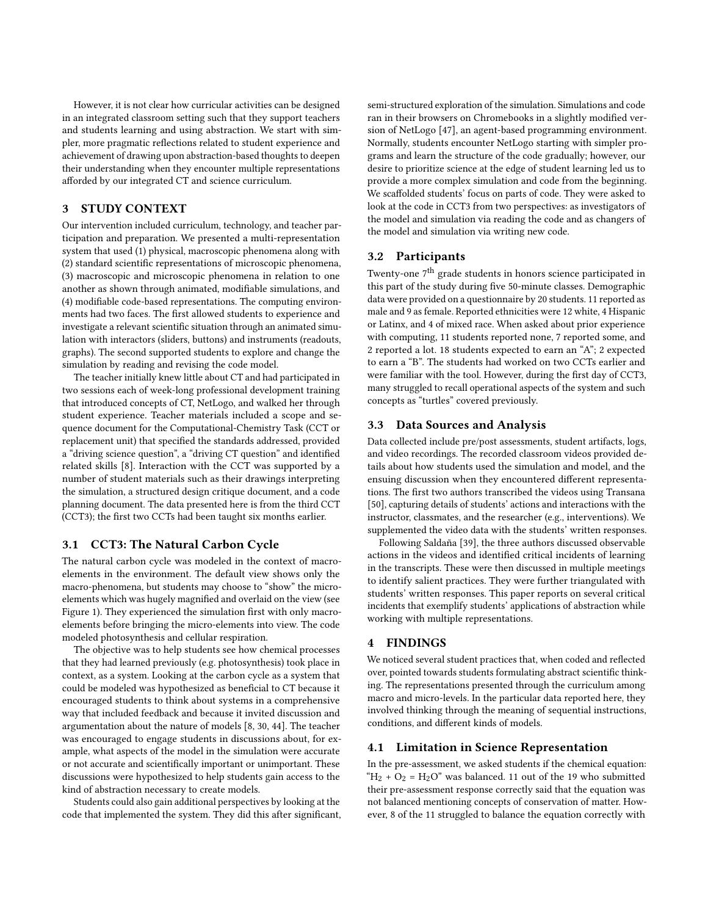However, it is not clear how curricular activities can be designed in an integrated classroom setting such that they support teachers and students learning and using abstraction. We start with simpler, more pragmatic reflections related to student experience and achievement of drawing upon abstraction-based thoughts to deepen their understanding when they encounter multiple representations afforded by our integrated CT and science curriculum.

## 3 STUDY CONTEXT

Our intervention included curriculum, technology, and teacher participation and preparation. We presented a multi-representation system that used (1) physical, macroscopic phenomena along with (2) standard scientific representations of microscopic phenomena, (3) macroscopic and microscopic phenomena in relation to one another as shown through animated, modifiable simulations, and (4) modifiable code-based representations. The computing environments had two faces. The first allowed students to experience and investigate a relevant scientific situation through an animated simulation with interactors (sliders, buttons) and instruments (readouts, graphs). The second supported students to explore and change the simulation by reading and revising the code model.

The teacher initially knew little about CT and had participated in two sessions each of week-long professional development training that introduced concepts of CT, NetLogo, and walked her through student experience. Teacher materials included a scope and sequence document for the Computational-Chemistry Task (CCT or replacement unit) that specified the standards addressed, provided a "driving science question", a "driving CT question" and identified related skills [8]. Interaction with the CCT was supported by a number of student materials such as their drawings interpreting the simulation, a structured design critique document, and a code planning document. The data presented here is from the third CCT (CCT3); the first two CCTs had been taught six months earlier.

### 3.1 CCT3: The Natural Carbon Cycle

The natural carbon cycle was modeled in the context of macro-elements in the environment. The default view shows only the macro-phenomena, but students may choose to "show" the micro-elements which was hugely magnified and overlaid on the view (see Figure 1). They experienced the simulation first with only macro-elements before bringing the micro-elements into view. The code modeled photosynthesis and cellular respiration.

The objective was to help students see how chemical processes that they had learned previously (e.g. photosynthesis) took place in context, as a system. Looking at the carbon cycle as a system that could be modeled was hypothesized as beneficial to CT because it encouraged students to think about systems in a comprehensive way that included feedback and because it invited discussion and argumentation about the nature of models [8, 30, 44]. The teacher was encouraged to engage students in discussions about, for example, what aspects of the model in the simulation were accurate or not accurate and scientifically important or unimportant. These discussions were hypothesized to help students gain access to the kind of abstraction necessary to create models.

Students could also gain additional perspectives by looking at the code that implemented the system. They did this after significant, semi-structured exploration of the simulation. Simulations and code ran in their browsers on Chromebooks in a slightly modified version of NetLogo [47], an agent-based programming environment. Normally, students encounter NetLogo starting with simpler programs and learn the structure of the code gradually; however, our desire to prioritize science at the edge of student learning led us to provide a more complex simulation and code from the beginning. We scaffolded students' focus on parts of code. They were asked to look at the code in CCT3 from two perspectives: as investigators of the model and simulation via reading the code and as changers of the model and simulation via writing new code.

### 3.2 Participants

Twenty-one 7th grade students in honors science participated in this part of the study during five 50-minute classes. Demographic data were provided on a questionnaire by 20 students. 11 reported as male and 9 as female. Reported ethnicities were 12 white, 4 Hispanic or Latinx, and 4 of mixed race. When asked about prior experience with computing, 11 students reported none, 7 reported some, and 2 reported a lot. 18 students expected to earn an "A"; 2 expected to earn a "B". The students had worked on two CCTs earlier and were familiar with the tool. However, during the first day of CCT3, many struggled to recall operational aspects of the system and such concepts as "turtles" covered previously.

### 3.3 Data Sources and Analysis

Data collected include pre/post assessments, student artifacts, logs, and video recordings. The recorded classroom videos provided details about how students used the simulation and model, and the ensuing discussion when they encountered different representations. The first two authors transcribed the videos using Transana [50], capturing details of students' actions and interactions with the instructor, classmates, and the researcher (e.g., interventions). We supplemented the video data with the students' written responses.

Following Saldaña [39], the three authors discussed observable actions in the videos and identified critical incidents of learning in the transcripts. These were then discussed in multiple meetings to identify salient practices. They were further triangulated with students' written responses. This paper reports on several critical incidents that exemplify students' applications of abstraction while working with multiple representations.

## 4 FINDINGS

We noticed several student practices that, when coded and reflected over, pointed towards students formulating abstract scientific thinking. The representations presented through the curriculum among macro and micro-levels. In the particular data reported here, they involved thinking through the meaning of sequential instructions, conditions, and different kinds of models.

### 4.1 Limitation in Science Representation

In the pre-assessment, we asked students if the chemical equation: "$H_2 + O_2 = H_2O$" was balanced. 11 out of the 19 who submitted their pre-assessment response correctly said that the equation was not balanced mentioning concepts of conservation of matter. However, 8 of the 11 struggled to balance the equation correctly with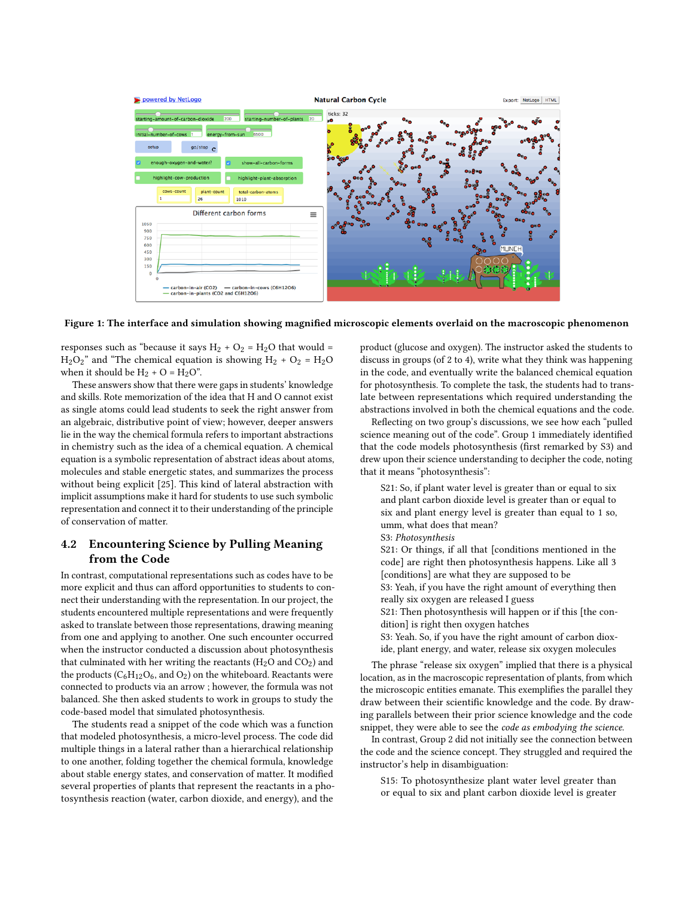**Figure 1: The interface and simulation showing magnified microscopic elements overlaid on the macroscopic phenomenon**

responses such as "because it says $H_2 + O_2 = H_2O$ that would $= H_2O_2$" and "The chemical equation is showing $H_2 + O_2 = H_2O$ when it should be $H_2 + O = H_2O$".

These answers show that there were gaps in students' knowledge and skills. Rote memorization of the idea that H and O cannot exist as single atoms could lead students to seek the right answer from an algebraic, distributive point of view; however, deeper answers lie in the way the chemical formula refers to important abstractions in chemistry such as the idea of a chemical equation. A chemical equation is a symbolic representation of abstract ideas about atoms, molecules and stable energetic states, and summarizes the process without being explicit [25]. This kind of lateral abstraction with implicit assumptions make it hard for students to use such symbolic representation and connect it to their understanding of the principle of conservation of matter.

## 4.2 Encountering Science by Pulling Meaning from the Code

In contrast, computational representations such as codes have to be more explicit and thus can afford opportunities to students to connect their understanding with the representation. In our project, the students encountered multiple representations and were frequently asked to translate between those representations, drawing meaning from one and applying to another. One such encounter occurred when the instructor conducted a discussion about photosynthesis that culminated with her writing the reactants ($H_2O$ and $CO_2$) and the products ($C_6H_{12}O_6$, and $O_2$) on the whiteboard. Reactants were connected to products via an arrow ; however, the formula was not balanced. She then asked students to work in groups to study the code-based model that simulated photosynthesis.

The students read a snippet of the code which was a function that modeled photosynthesis, a micro-level process. The code did multiple things in a lateral rather than a hierarchical relationship to one another, folding together the chemical formula, knowledge about stable energy states, and conservation of matter. It modified several properties of plants that represent the reactants in a photosynthesis reaction (water, carbon dioxide, and energy), and the product (glucose and oxygen). The instructor asked the students to discuss in groups (of 2 to 4), write what they think was happening in the code, and eventually write the balanced chemical equation for photosynthesis. To complete the task, the students had to translate between representations which required understanding the abstractions involved in both the chemical equations and the code.

Reflecting on two group's discussions, we see how each "pulled science meaning out of the code". Group 1 immediately identified that the code models photosynthesis (first remarked by S3) and drew upon their science understanding to decipher the code, noting that it means "photosynthesis":

> S21: So, if plant water level is greater than or equal to six and plant carbon dioxide level is greater than or equal to six and plant energy level is greater than equal to 1 so, umm, what does that mean?
> S3: *Photosynthesis*
> S21: Or things, if all that [conditions mentioned in the code] are right then photosynthesis happens. Like all 3 [conditions] are what they are supposed to be
> S3: Yeah, if you have the right amount of everything then really six oxygen are released I guess
> S21: Then photosynthesis will happen or if this [the condition] is right then oxygen hatches
> S3: Yeah. So, if you have the right amount of carbon dioxide, plant energy, and water, release six oxygen molecules

The phrase "release six oxygen" implied that there is a physical location, as in the macroscopic representation of plants, from which the microscopic entities emanate. This exemplifies the parallel they draw between their scientific knowledge and the code. By drawing parallels between their prior science knowledge and the code snippet, they were able to see the *code as embodying the science.*

In contrast, Group 2 did not initially see the connection between the code and the science concept. They struggled and required the instructor's help in disambiguation:

> S15: To photosynthesize plant water level greater than or equal to six and plant carbon dioxide level is greater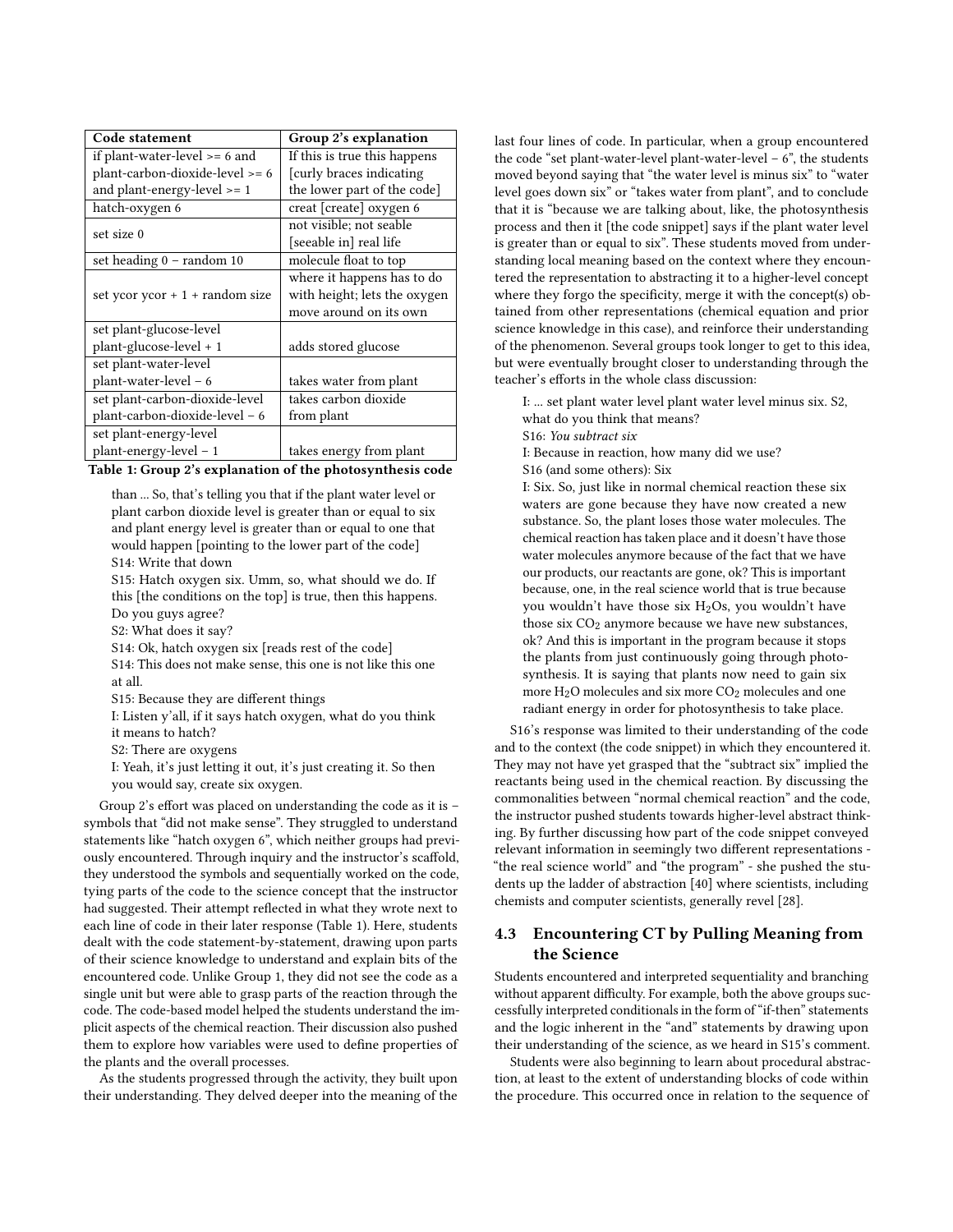| Code statement | Group 2's explanation |
| --- | --- |
| if plant-water-level >= 6 and plant-carbon-dioxide-level >= 6 and plant-energy-level >= 1 | If this is true this happens [curly braces indicating the lower part of the code] |
| hatch-oxygen 6 | creat [create] oxygen 6 |
| set size 0 | not visible; not seable [seeable in] real life |
| set heading 0 – random 10 | molecule float to top |
| set ycor ycor + 1 + random size | where it happens has to do with height; lets the oxygen move around on its own |
| set plant-glucose-level plant-glucose-level + 1 | adds stored glucose |
| set plant-water-level plant-water-level – 6 | takes water from plant |
| set plant-carbon-dioxide-level plant-carbon-dioxide-level – 6 | takes carbon dioxide from plant |
| set plant-energy-level plant-energy-level – 1 | takes energy from plant |

**Table 1: Group 2's explanation of the photosynthesis code**

> than ... So, that's telling you that if the plant water level or plant carbon dioxide level is greater than or equal to six and plant energy level is greater than or equal to one that would happen [pointing to the lower part of the code]
> S14: Write that down
> S15: Hatch oxygen six. Umm, so, what should we do. If this [the conditions on the top] is true, then this happens. Do you guys agree?
> S2: What does it say?
> S14: Ok, hatch oxygen six [reads rest of the code]
> S14: This does not make sense, this one is not like this one at all.
> S15: Because they are different things
> I: Listen y'all, if it says hatch oxygen, what do you think it means to hatch?
> S2: There are oxygens
> I: Yeah, it's just letting it out, it's just creating it. So then you would say, create six oxygen.

Group 2's effort was placed on understanding the code as it is – symbols that "did not make sense". They struggled to understand statements like "hatch oxygen 6", which neither groups had previously encountered. Through inquiry and the instructor's scaffold, they understood the symbols and sequentially worked on the code, tying parts of the code to the science concept that the instructor had suggested. Their attempt reflected in what they wrote next to each line of code in their later response (Table 1). Here, students dealt with the code statement-by-statement, drawing upon parts of their science knowledge to understand and explain bits of the encountered code. Unlike Group 1, they did not see the code as a single unit but were able to grasp parts of the reaction through the code. The code-based model helped the students understand the implicit aspects of the chemical reaction. Their discussion also pushed them to explore how variables were used to define properties of the plants and the overall processes.

As the students progressed through the activity, they built upon their understanding. They delved deeper into the meaning of the last four lines of code. In particular, when a group encountered the code "set plant-water-level plant-water-level – 6", the students moved beyond saying that "the water level is minus six" to "water level goes down six" or "takes water from plant", and to conclude that it is "because we are talking about, like, the photosynthesis process and then it [the code snippet] says if the plant water level is greater than or equal to six". These students moved from understanding local meaning based on the context where they encountered the representation to abstracting it to a higher-level concept where they forgo the specificity, merge it with the concept(s) obtained from other representations (chemical equation and prior science knowledge in this case), and reinforce their understanding of the phenomenon. Several groups took longer to get to this idea, but were eventually brought closer to understanding through the teacher's efforts in the whole class discussion:

> I: ... set plant water level plant water level minus six. S2, what do you think that means?
> S16: *You subtract six*
> I: Because in reaction, how many did we use?
> S16 (and some others): Six
> I: Six. So, just like in normal chemical reaction these six waters are gone because they have now created a new substance. So, the plant loses those water molecules. The chemical reaction has taken place and it doesn't have those water molecules anymore because of the fact that we have our products, our reactants are gone, ok? This is important because, one, in the real science world that is true because you wouldn't have those six $H_2O$s, you wouldn't have those six $CO_2$ anymore because we have new substances, ok? And this is important in the program because it stops the plants from just continuously going through photosynthesis. It is saying that plants now need to gain six more $H_2O$ molecules and six more $CO_2$ molecules and one radiant energy in order for photosynthesis to take place.

S16's response was limited to their understanding of the code and to the context (the code snippet) in which they encountered it. They may not have yet grasped that the "subtract six" implied the reactants being used in the chemical reaction. By discussing the commonalities between "normal chemical reaction" and the code, the instructor pushed students towards higher-level abstract thinking. By further discussing how part of the code snippet conveyed relevant information in seemingly two different representations - "the real science world" and "the program" - she pushed the students up the ladder of abstraction [40] where scientists, including chemists and computer scientists, generally revel [28].

## 4.3 Encountering CT by Pulling Meaning from the Science

Students encountered and interpreted sequentiality and branching without apparent difficulty. For example, both the above groups successfully interpreted conditionals in the form of "if-then" statements and the logic inherent in the "and" statements by drawing upon their understanding of the science, as we heard in S15's comment.

Students were also beginning to learn about procedural abstraction, at least to the extent of understanding blocks of code within the procedure. This occurred once in relation to the sequence of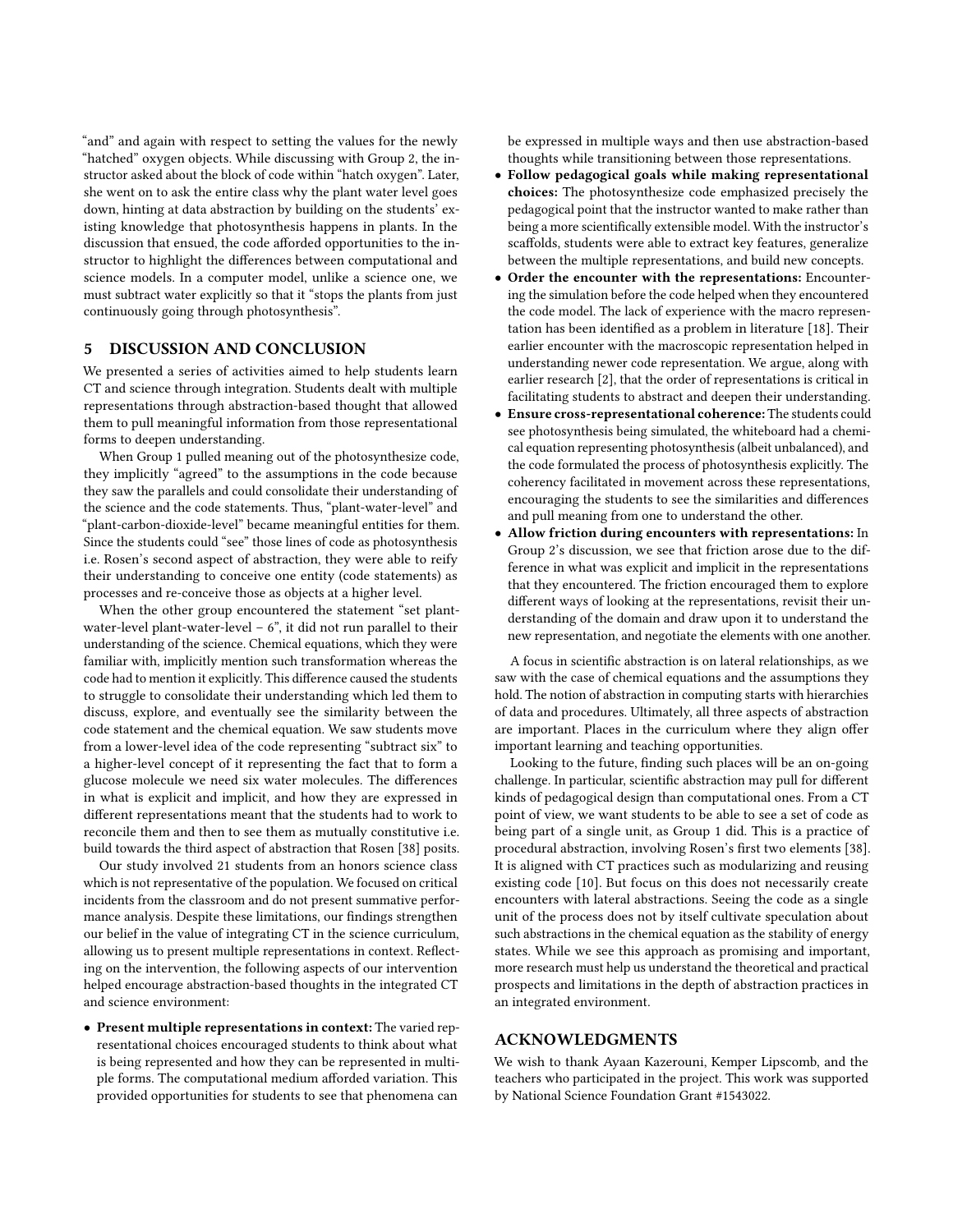"and" and again with respect to setting the values for the newly "hatched" oxygen objects. While discussing with Group 2, the instructor asked about the block of code within "hatch oxygen". Later, she went on to ask the entire class why the plant water level goes down, hinting at data abstraction by building on the students' existing knowledge that photosynthesis happens in plants. In the discussion that ensued, the code afforded opportunities to the instructor to highlight the differences between computational and science models. In a computer model, unlike a science one, we must subtract water explicitly so that it "stops the plants from just continuously going through photosynthesis".

## 5 DISCUSSION AND CONCLUSION

We presented a series of activities aimed to help students learn CT and science through integration. Students dealt with multiple representations through abstraction-based thought that allowed them to pull meaningful information from those representational forms to deepen understanding.

When Group 1 pulled meaning out of the photosynthesize code, they implicitly "agreed" to the assumptions in the code because they saw the parallels and could consolidate their understanding of the science and the code statements. Thus, "plant-water-level" and "plant-carbon-dioxide-level" became meaningful entities for them. Since the students could "see" those lines of code as photosynthesis i.e. Rosen's second aspect of abstraction, they were able to reify their understanding to conceive one entity (code statements) as processes and re-conceive those as objects at a higher level.

When the other group encountered the statement "set plant-water-level plant-water-level – 6", it did not run parallel to their understanding of the science. Chemical equations, which they were familiar with, implicitly mention such transformation whereas the code had to mention it explicitly. This difference caused the students to struggle to consolidate their understanding which led them to discuss, explore, and eventually see the similarity between the code statement and the chemical equation. We saw students move from a lower-level idea of the code representing "subtract six" to a higher-level concept of it representing the fact that to form a glucose molecule we need six water molecules. The differences in what is explicit and implicit, and how they are expressed in different representations meant that the students had to work to reconcile them and then to see them as mutually constitutive i.e. build towards the third aspect of abstraction that Rosen [38] posits.

Our study involved 21 students from an honors science class which is not representative of the population. We focused on critical incidents from the classroom and do not present summative performance analysis. Despite these limitations, our findings strengthen our belief in the value of integrating CT in the science curriculum, allowing us to present multiple representations in context. Reflecting on the intervention, the following aspects of our intervention helped encourage abstraction-based thoughts in the integrated CT and science environment:

- **Present multiple representations in context:** The varied representational choices encouraged students to think about what is being represented and how they can be represented in multiple forms. The computational medium afforded variation. This provided opportunities for students to see that phenomena can be expressed in multiple ways and then use abstraction-based thoughts while transitioning between those representations.
- **Follow pedagogical goals while making representational choices:** The photosynthesize code emphasized precisely the pedagogical point that the instructor wanted to make rather than being a more scientifically extensible model. With the instructor's scaffolds, students were able to extract key features, generalize between the multiple representations, and build new concepts.
- **Order the encounter with the representations:** Encountering the simulation before the code helped when they encountered the code model. The lack of experience with the macro representation has been identified as a problem in literature [18]. Their earlier encounter with the macroscopic representation helped in understanding newer code representation. We argue, along with earlier research [2], that the order of representations is critical in facilitating students to abstract and deepen their understanding.
- **Ensure cross-representational coherence:** The students could see photosynthesis being simulated, the whiteboard had a chemical equation representing photosynthesis (albeit unbalanced), and the code formulated the process of photosynthesis explicitly. The coherency facilitated in movement across these representations, encouraging the students to see the similarities and differences and pull meaning from one to understand the other.
- **Allow friction during encounters with representations:** In Group 2's discussion, we see that friction arose due to the difference in what was explicit and implicit in the representations that they encountered. The friction encouraged them to explore different ways of looking at the representations, revisit their understanding of the domain and draw upon it to understand the new representation, and negotiate the elements with one another.

A focus in scientific abstraction is on lateral relationships, as we saw with the case of chemical equations and the assumptions they hold. The notion of abstraction in computing starts with hierarchies of data and procedures. Ultimately, all three aspects of abstraction are important. Places in the curriculum where they align offer important learning and teaching opportunities.

Looking to the future, finding such places will be an on-going challenge. In particular, scientific abstraction may pull for different kinds of pedagogical design than computational ones. From a CT point of view, we want students to be able to see a set of code as being part of a single unit, as Group 1 did. This is a practice of procedural abstraction, involving Rosen's first two elements [38]. It is aligned with CT practices such as modularizing and reusing existing code [10]. But focus on this does not necessarily create encounters with lateral abstractions. Seeing the code as a single unit of the process does not by itself cultivate speculation about such abstractions in the chemical equation as the stability of energy states. While we see this approach as promising and important, more research must help us understand the theoretical and practical prospects and limitations in the depth of abstraction practices in an integrated environment.

## ACKNOWLEDGMENTS

We wish to thank Ayaan Kazerouni, Kemper Lipscomb, and the teachers who participated in the project. This work was supported by National Science Foundation Grant #1543022.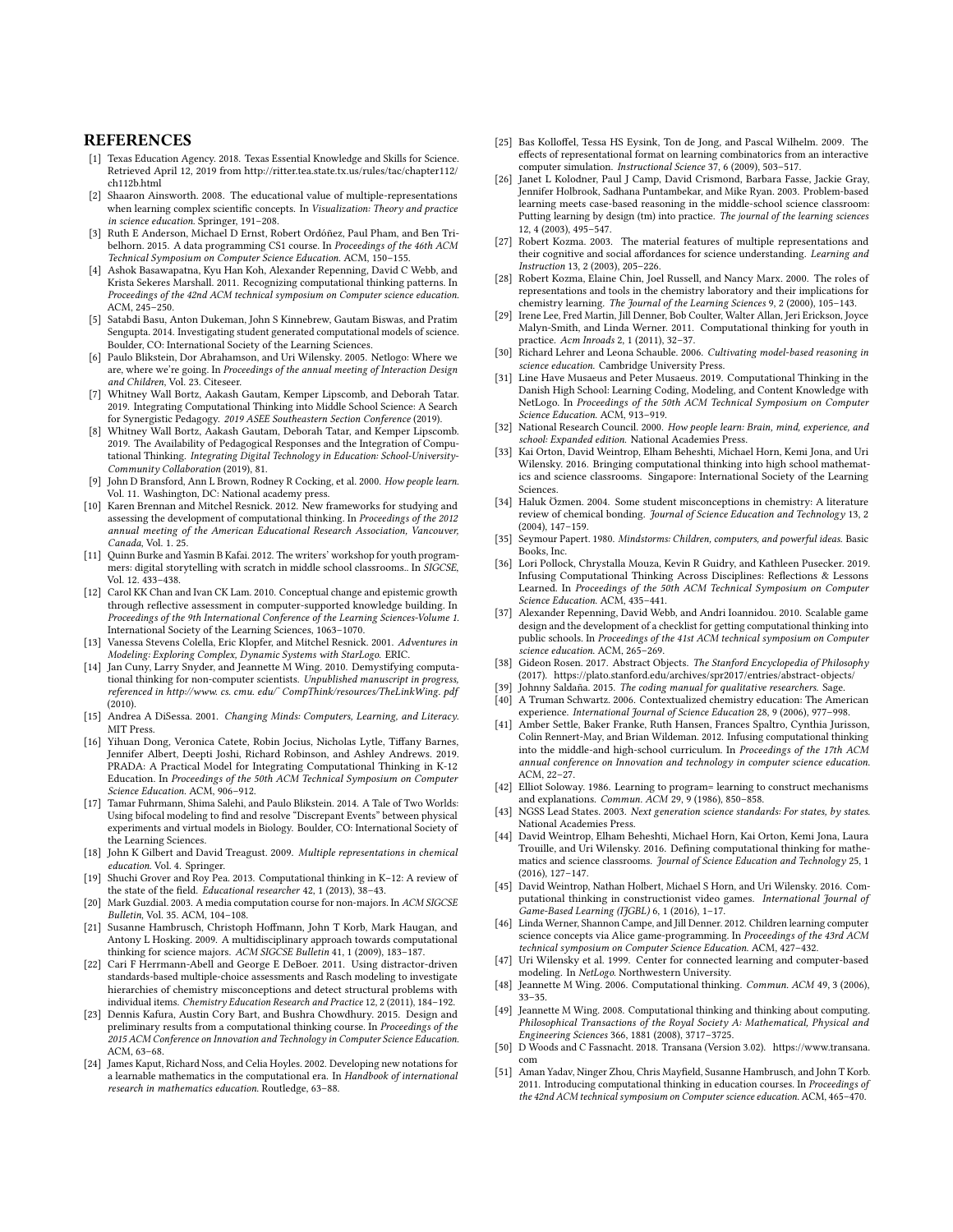## REFERENCES

- [1] Texas Education Agency. 2018. Texas Essential Knowledge and Skills for Science. Retrieved April 12, 2019 from http://ritter.tea.state.tx.us/rules/tac/chapter112/ch112b.html
- [2] Shaaron Ainsworth. 2008. The educational value of multiple-representations when learning complex scientific concepts. In *Visualization: Theory and practice in science education*. Springer, 191–208.
- [3] Ruth E Anderson, Michael D Ernst, Robert Ordóñez, Paul Pham, and Ben Tribelhorn. 2015. A data programming CS1 course. In *Proceedings of the 46th ACM Technical Symposium on Computer Science Education*. ACM, 150–155.
- [4] Ashok Basawapatna, Kyu Han Koh, Alexander Repenning, David C Webb, and Krista Sekeres Marshall. 2011. Recognizing computational thinking patterns. In *Proceedings of the 42nd ACM technical symposium on Computer science education*. ACM, 245–250.
- [5] Satabdi Basu, Anton Dukeman, John S Kinnebrew, Gautam Biswas, and Pratim Sengupta. 2014. Investigating student generated computational models of science. Boulder, CO: International Society of the Learning Sciences.
- [6] Paulo Blikstein, Dor Abrahamson, and Uri Wilensky. 2005. Netlogo: Where we are, where we're going. In *Proceedings of the annual meeting of Interaction Design and Children*, Vol. 23. Citeseer.
- [7] Whitney Wall Bortz, Aakash Gautam, Kemper Lipscomb, and Deborah Tatar. 2019. Integrating Computational Thinking into Middle School Science: A Search for Synergistic Pedagogy. *2019 ASEE Southeastern Section Conference* (2019).
- [8] Whitney Wall Bortz, Aakash Gautam, Deborah Tatar, and Kemper Lipscomb. 2019. The Availability of Pedagogical Responses and the Integration of Computational Thinking. *Integrating Digital Technology in Education: School-University-Community Collaboration* (2019), 81.
- [9] John D Bransford, Ann L Brown, Rodney R Cocking, et al. 2000. *How people learn*. Vol. 11. Washington, DC: National academy press.
- [10] Karen Brennan and Mitchel Resnick. 2012. New frameworks for studying and assessing the development of computational thinking. In *Proceedings of the 2012 annual meeting of the American Educational Research Association, Vancouver, Canada*, Vol. 1. 25.
- [11] Quinn Burke and Yasmin B Kafai. 2012. The writers' workshop for youth programmers: digital storytelling with scratch in middle school classrooms.. In *SIGCSE*, Vol. 12. 433–438.
- [12] Carol KK Chan and Ivan CK Lam. 2010. Conceptual change and epistemic growth through reflective assessment in computer-supported knowledge building. In *Proceedings of the 9th International Conference of the Learning Sciences-Volume 1*. International Society of the Learning Sciences, 1063–1070.
- [13] Vanessa Stevens Colella, Eric Klopfer, and Mitchel Resnick. 2001. *Adventures in Modeling: Exploring Complex, Dynamic Systems with StarLogo*. ERIC.
- [14] Jan Cuny, Larry Snyder, and Jeannette M Wing. 2010. Demystifying computational thinking for non-computer scientists. *Unpublished manuscript in progress, referenced in http://www. cs. cmu. edu/~ CompThink/resources/TheLinkWing. pdf* (2010).
- [15] Andrea A DiSessa. 2001. *Changing Minds: Computers, Learning, and Literacy*. MIT Press.
- [16] Yihuan Dong, Veronica Catete, Robin Jocius, Nicholas Lytle, Tiffany Barnes, Jennifer Albert, Deepti Joshi, Richard Robinson, and Ashley Andrews. 2019. PRADA: A Practical Model for Integrating Computational Thinking in K-12 Education. In *Proceedings of the 50th ACM Technical Symposium on Computer Science Education*. ACM, 906–912.
- [17] Tamar Fuhrmann, Shima Salehi, and Paulo Blikstein. 2014. A Tale of Two Worlds: Using bifocal modeling to find and resolve "Discrepant Events" between physical experiments and virtual models in Biology. Boulder, CO: International Society of the Learning Sciences.
- [18] John K Gilbert and David Treagust. 2009. *Multiple representations in chemical education*. Vol. 4. Springer.
- [19] Shuchi Grover and Roy Pea. 2013. Computational thinking in K–12: A review of the state of the field. *Educational researcher* 42, 1 (2013), 38–43.
- [20] Mark Guzdial. 2003. A media computation course for non-majors. In *ACM SIGCSE Bulletin*, Vol. 35. ACM, 104–108.
- [21] Susanne Hambrusch, Christoph Hoffmann, John T Korb, Mark Haugan, and Antony L Hosking. 2009. A multidisciplinary approach towards computational thinking for science majors. *ACM SIGCSE Bulletin* 41, 1 (2009), 183–187.
- [22] Cari F Herrmann-Abell and George E DeBoer. 2011. Using distractor-driven standards-based multiple-choice assessments and Rasch modeling to investigate hierarchies of chemistry misconceptions and detect structural problems with individual items. *Chemistry Education Research and Practice* 12, 2 (2011), 184–192.
- [23] Dennis Kafura, Austin Cory Bart, and Bushra Chowdhury. 2015. Design and preliminary results from a computational thinking course. In *Proceedings of the 2015 ACM Conference on Innovation and Technology in Computer Science Education*. ACM, 63–68.
- [24] James Kaput, Richard Noss, and Celia Hoyles. 2002. Developing new notations for a learnable mathematics in the computational era. In *Handbook of international research in mathematics education*. Routledge, 63–88.
- [25] Bas Kolloffel, Tessa HS Eysink, Ton de Jong, and Pascal Wilhelm. 2009. The effects of representational format on learning combinatorics from an interactive computer simulation. *Instructional Science* 37, 6 (2009), 503–517.
- [26] Janet L Kolodner, Paul J Camp, David Crismond, Barbara Fasse, Jackie Gray, Jennifer Holbrook, Sadhana Puntambekar, and Mike Ryan. 2003. Problem-based learning meets case-based reasoning in the middle-school science classroom: Putting learning by design (tm) into practice. *The journal of the learning sciences* 12, 4 (2003), 495–547.
- [27] Robert Kozma. 2003. The material features of multiple representations and their cognitive and social affordances for science understanding. *Learning and Instruction* 13, 2 (2003), 205–226.
- [28] Robert Kozma, Elaine Chin, Joel Russell, and Nancy Marx. 2000. The roles of representations and tools in the chemistry laboratory and their implications for chemistry learning. *The Journal of the Learning Sciences* 9, 2 (2000), 105–143.
- [29] Irene Lee, Fred Martin, Jill Denner, Bob Coulter, Walter Allan, Jeri Erickson, Joyce Malyn-Smith, and Linda Werner. 2011. Computational thinking for youth in practice. *Acm Inroads* 2, 1 (2011), 32–37.
- [30] Richard Lehrer and Leona Schauble. 2006. *Cultivating model-based reasoning in science education*. Cambridge University Press.
- [31] Line Have Musaeus and Peter Musaeus. 2019. Computational Thinking in the Danish High School: Learning Coding, Modeling, and Content Knowledge with NetLogo. In *Proceedings of the 50th ACM Technical Symposium on Computer Science Education*. ACM, 913–919.
- [32] National Research Council. 2000. *How people learn: Brain, mind, experience, and school: Expanded edition*. National Academies Press.
- [33] Kai Orton, David Weintrop, Elham Beheshti, Michael Horn, Kemi Jona, and Uri Wilensky. 2016. Bringing computational thinking into high school mathematics and science classrooms. Singapore: International Society of the Learning Sciences.
- [34] Haluk Özmen. 2004. Some student misconceptions in chemistry: A literature review of chemical bonding. *Journal of Science Education and Technology* 13, 2 (2004), 147–159.
- [35] Seymour Papert. 1980. *Mindstorms: Children, computers, and powerful ideas*. Basic Books, Inc.
- [36] Lori Pollock, Chrystalla Mouza, Kevin R Guidry, and Kathleen Pusecker. 2019. Infusing Computational Thinking Across Disciplines: Reflections & Lessons Learned. In *Proceedings of the 50th ACM Technical Symposium on Computer Science Education*. ACM, 435–441.
- [37] Alexander Repenning, David Webb, and Andri Ioannidou. 2010. Scalable game design and the development of a checklist for getting computational thinking into public schools. In *Proceedings of the 41st ACM technical symposium on Computer science education*. ACM, 265–269.
- [38] Gideon Rosen. 2017. Abstract Objects. *The Stanford Encyclopedia of Philosophy* (2017). https://plato.stanford.edu/archives/spr2017/entries/abstract-objects/
- [39] Johnny Saldaña. 2015. *The coding manual for qualitative researchers*. Sage.
- [40] A Truman Schwartz. 2006. Contextualized chemistry education: The American experience. *International Journal of Science Education* 28, 9 (2006), 977–998.
- [41] Amber Settle, Baker Franke, Ruth Hansen, Frances Spaltro, Cynthia Jurisson, Colin Rennert-May, and Brian Wildeman. 2012. Infusing computational thinking into the middle-and high-school curriculum. In *Proceedings of the 17th ACM annual conference on Innovation and technology in computer science education*. ACM, 22–27.
- [42] Elliot Soloway. 1986. Learning to program= learning to construct mechanisms and explanations. *Commun. ACM* 29, 9 (1986), 850–858.
- [43] NGSS Lead States. 2003. *Next generation science standards: For states, by states*. National Academies Press.
- [44] David Weintrop, Elham Beheshti, Michael Horn, Kai Orton, Kemi Jona, Laura Trouille, and Uri Wilensky. 2016. Defining computational thinking for mathematics and science classrooms. *Journal of Science Education and Technology* 25, 1 (2016), 127–147.
- [45] David Weintrop, Nathan Holbert, Michael S Horn, and Uri Wilensky. 2016. Computational thinking in constructionist video games. *International Journal of Game-Based Learning (IJGBL)* 6, 1 (2016), 1–17.
- [46] Linda Werner, Shannon Campe, and Jill Denner. 2012. Children learning computer science concepts via Alice game-programming. In *Proceedings of the 43rd ACM technical symposium on Computer Science Education*. ACM, 427–432.
- [47] Uri Wilensky et al. 1999. Center for connected learning and computer-based modeling. In *NetLogo*. Northwestern University.
- [48] Jeannette M Wing. 2006. Computational thinking. *Commun. ACM* 49, 3 (2006), 33–35.
- [49] Jeannette M Wing. 2008. Computational thinking and thinking about computing. *Philosophical Transactions of the Royal Society A: Mathematical, Physical and Engineering Sciences* 366, 1881 (2008), 3717–3725.
- [50] D Woods and C Fassnacht. 2018. Transana (Version 3.02). https://www.transana.com
- [51] Aman Yadav, Ninger Zhou, Chris Mayfield, Susanne Hambrusch, and John T Korb. 2011. Introducing computational thinking in education courses. In *Proceedings of the 42nd ACM technical symposium on Computer science education*. ACM, 465–470.